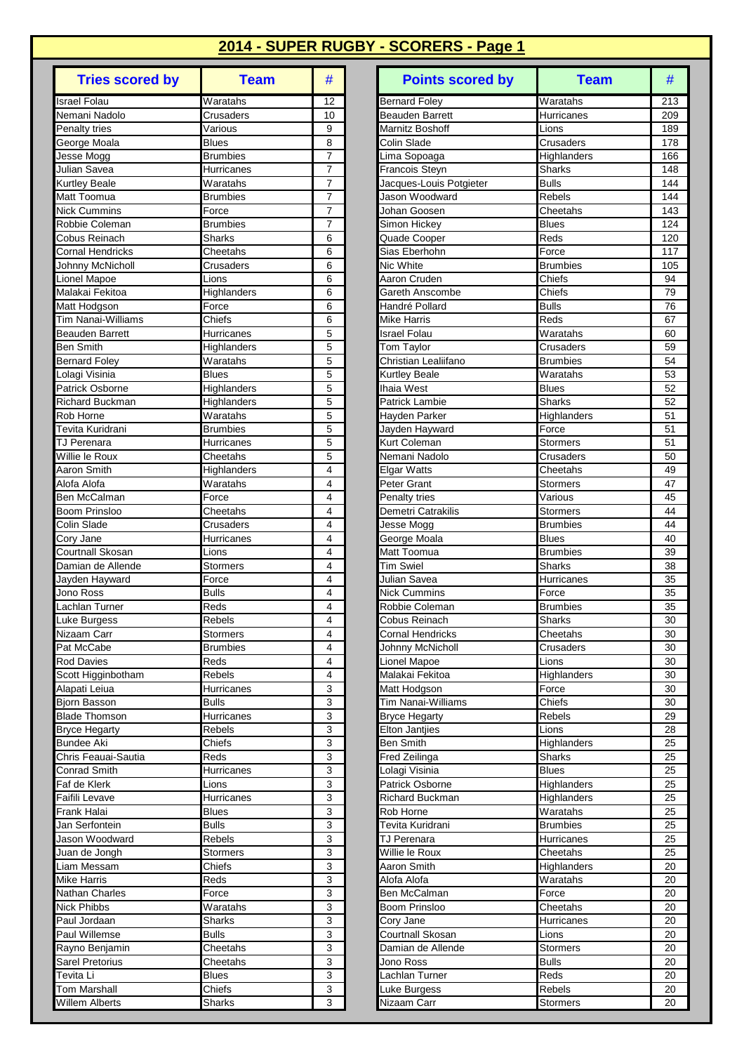# 2014 - SUPER RUGBY - SCORERS - Page 1

| Tries scored by | Team | # |
|---|---|---|
| Israel Folau | Waratahs | 12 |
| Nemani Nadolo | Crusaders | 10 |
| Penalty tries | Various | 9 |
| George Moala | Blues | 8 |
| Jesse Mogg | Brumbies | 7 |
| Julian Savea | Hurricanes | 7 |
| Kurtley Beale | Waratahs | 7 |
| Matt Toomua | Brumbies | 7 |
| Nick Cummins | Force | 7 |
| Robbie Coleman | Brumbies | 7 |
| Cobus Reinach | Sharks | 6 |
| Cornal Hendricks | Cheetahs | 6 |
| Johnny McNicholl | Crusaders | 6 |
| Lionel Mapoe | Lions | 6 |
| Malakai Fekitoa | Highlanders | 6 |
| Matt Hodgson | Force | 6 |
| Tim Nanai-Williams | Chiefs | 6 |
| Beauden Barrett | Hurricanes | 5 |
| Ben Smith | Highlanders | 5 |
| Bernard Foley | Waratahs | 5 |
| Lolagi Visinia | Blues | 5 |
| Patrick Osborne | Highlanders | 5 |
| Richard Buckman | Highlanders | 5 |
| Rob Horne | Waratahs | 5 |
| Tevita Kuridrani | Brumbies | 5 |
| TJ Perenara | Hurricanes | 5 |
| Willie le Roux | Cheetahs | 5 |
| Aaron Smith | Highlanders | 4 |
| Alofa Alofa | Waratahs | 4 |
| Ben McCalman | Force | 4 |
| Boom Prinsloo | Cheetahs | 4 |
| Colin Slade | Crusaders | 4 |
| Cory Jane | Hurricanes | 4 |
| Courtnall Skosan | Lions | 4 |
| Damian de Allende | Stormers | 4 |
| Jayden Hayward | Force | 4 |
| Jono Ross | Bulls | 4 |
| Lachlan Turner | Reds | 4 |
| Luke Burgess | Rebels | 4 |
| Nizaam Carr | Stormers | 4 |
| Pat McCabe | Brumbies | 4 |
| Rod Davies | Reds | 4 |
| Scott Higginbotham | Rebels | 4 |
| Alapati Leiua | Hurricanes | 3 |
| Bjorn Basson | Bulls | 3 |
| Blade Thomson | Hurricanes | 3 |
| Bryce Hegarty | Rebels | 3 |
| Bundee Aki | Chiefs | 3 |
| Chris Feauai-Sautia | Reds | 3 |
| Conrad Smith | Hurricanes | 3 |
| Faf de Klerk | Lions | 3 |
| Faifili Levave | Hurricanes | 3 |
| Frank Halai | Blues | 3 |
| Jan Serfontein | Bulls | 3 |
| Jason Woodward | Rebels | 3 |
| Juan de Jongh | Stormers | 3 |
| Liam Messam | Chiefs | 3 |
| Mike Harris | Reds | 3 |
| Nathan Charles | Force | 3 |
| Nick Phibbs | Waratahs | 3 |
| Paul Jordaan | Sharks | 3 |
| Paul Willemse | Bulls | 3 |
| Rayno Benjamin | Cheetahs | 3 |
| Sarel Pretorius | Cheetahs | 3 |
| Tevita Li | Blues | 3 |
| Tom Marshall | Chiefs | 3 |
| Willem Alberts | Sharks | 3 |

| Points scored by | Team | # |
|---|---|---|
| Bernard Foley | Waratahs | 213 |
| Beauden Barrett | Hurricanes | 209 |
| Marnitz Boshoff | Lions | 189 |
| Colin Slade | Crusaders | 178 |
| Lima Sopoaga | Highlanders | 166 |
| Francois Steyn | Sharks | 148 |
| Jacques-Louis Potgieter | Bulls | 144 |
| Jason Woodward | Rebels | 144 |
| Johan Goosen | Cheetahs | 143 |
| Simon Hickey | Blues | 124 |
| Quade Cooper | Reds | 120 |
| Sias Eberhohn | Force | 117 |
| Nic White | Brumbies | 105 |
| Aaron Cruden | Chiefs | 94 |
| Gareth Anscombe | Chiefs | 79 |
| Handré Pollard | Bulls | 76 |
| Mike Harris | Reds | 67 |
| Israel Folau | Waratahs | 60 |
| Tom Taylor | Crusaders | 59 |
| Christian Lealiifano | Brumbies | 54 |
| Kurtley Beale | Waratahs | 53 |
| Ihaia West | Blues | 52 |
| Patrick Lambie | Sharks | 52 |
| Hayden Parker | Highlanders | 51 |
| Jayden Hayward | Force | 51 |
| Kurt Coleman | Stormers | 51 |
| Nemani Nadolo | Crusaders | 50 |
| Elgar Watts | Cheetahs | 49 |
| Peter Grant | Stormers | 47 |
| Penalty tries | Various | 45 |
| Demetri Catrakilis | Stormers | 44 |
| Jesse Mogg | Brumbies | 44 |
| George Moala | Blues | 40 |
| Matt Toomua | Brumbies | 39 |
| Tim Swiel | Sharks | 38 |
| Julian Savea | Hurricanes | 35 |
| Nick Cummins | Force | 35 |
| Robbie Coleman | Brumbies | 35 |
| Cobus Reinach | Sharks | 30 |
| Cornal Hendricks | Cheetahs | 30 |
| Johnny McNicholl | Crusaders | 30 |
| Lionel Mapoe | Lions | 30 |
| Malakai Fekitoa | Highlanders | 30 |
| Matt Hodgson | Force | 30 |
| Tim Nanai-Williams | Chiefs | 30 |
| Bryce Hegarty | Rebels | 29 |
| Elton Jantjies | Lions | 28 |
| Ben Smith | Highlanders | 25 |
| Fred Zeilinga | Sharks | 25 |
| Lolagi Visinia | Blues | 25 |
| Patrick Osborne | Highlanders | 25 |
| Richard Buckman | Highlanders | 25 |
| Rob Horne | Waratahs | 25 |
| Tevita Kuridrani | Brumbies | 25 |
| TJ Perenara | Hurricanes | 25 |
| Willie le Roux | Cheetahs | 25 |
| Aaron Smith | Highlanders | 20 |
| Alofa Alofa | Waratahs | 20 |
| Ben McCalman | Force | 20 |
| Boom Prinsloo | Cheetahs | 20 |
| Cory Jane | Hurricanes | 20 |
| Courtnall Skosan | Lions | 20 |
| Damian de Allende | Stormers | 20 |
| Jono Ross | Bulls | 20 |
| Lachlan Turner | Reds | 20 |
| Luke Burgess | Rebels | 20 |
| Nizaam Carr | Stormers | 20 |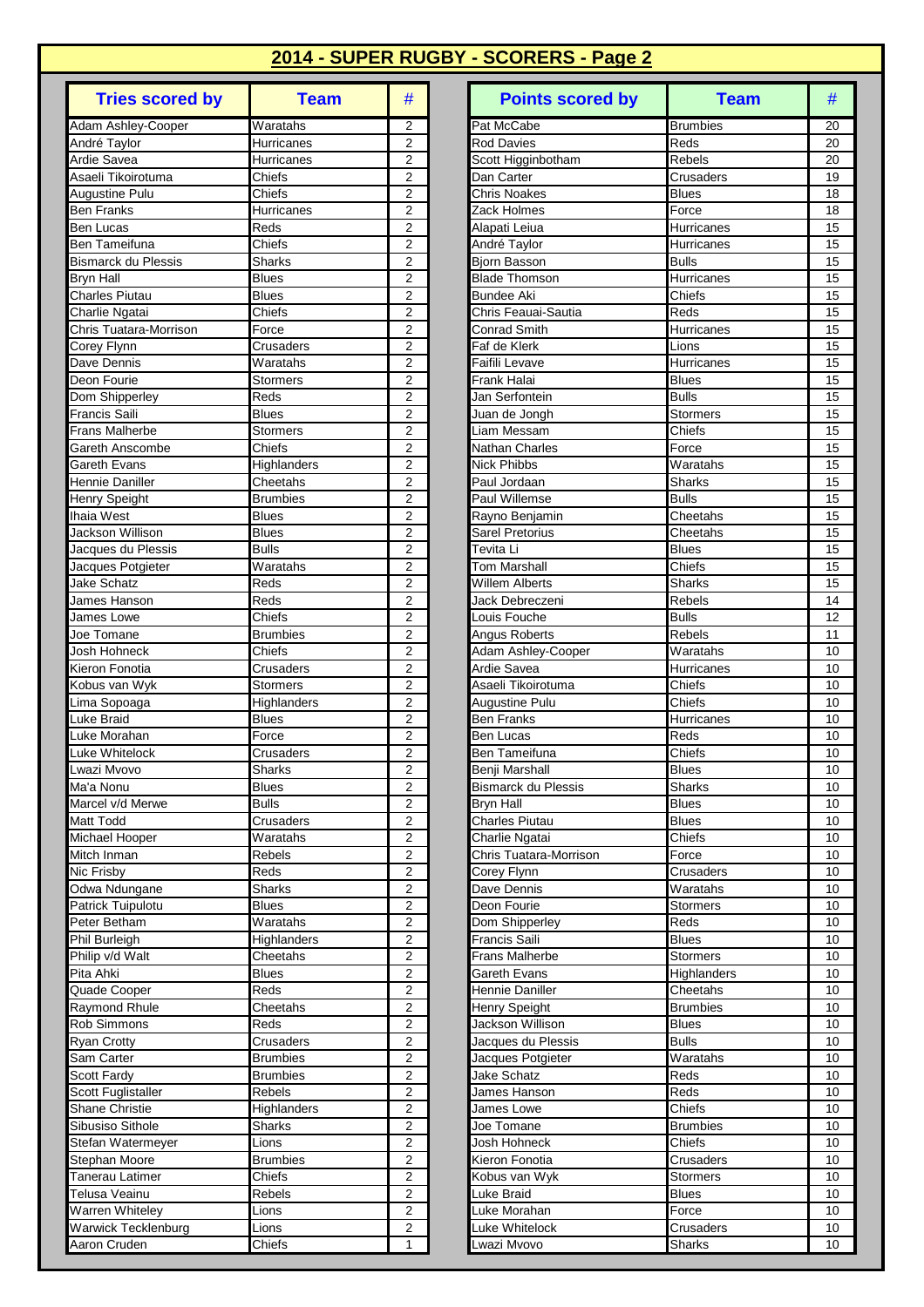## 2014 - SUPER RUGBY - SCORERS - Page 2

| Tries scored by | Team | # |
|---|---|---|
| Adam Ashley-Cooper | Waratahs | 2 |
| André Taylor | Hurricanes | 2 |
| Ardie Savea | Hurricanes | 2 |
| Asaeli Tikoirotuma | Chiefs | 2 |
| Augustine Pulu | Chiefs | 2 |
| Ben Franks | Hurricanes | 2 |
| Ben Lucas | Reds | 2 |
| Ben Tameifuna | Chiefs | 2 |
| Bismarck du Plessis | Sharks | 2 |
| Bryn Hall | Blues | 2 |
| Charles Piutau | Blues | 2 |
| Charlie Ngatai | Chiefs | 2 |
| Chris Tuatara-Morrison | Force | 2 |
| Corey Flynn | Crusaders | 2 |
| Dave Dennis | Waratahs | 2 |
| Deon Fourie | Stormers | 2 |
| Dom Shipperley | Reds | 2 |
| Francis Saili | Blues | 2 |
| Frans Malherbe | Stormers | 2 |
| Gareth Anscombe | Chiefs | 2 |
| Gareth Evans | Highlanders | 2 |
| Hennie Daniller | Cheetahs | 2 |
| Henry Speight | Brumbies | 2 |
| Ihaia West | Blues | 2 |
| Jackson Willison | Blues | 2 |
| Jacques du Plessis | Bulls | 2 |
| Jacques Potgieter | Waratahs | 2 |
| Jake Schatz | Reds | 2 |
| James Hanson | Reds | 2 |
| James Lowe | Chiefs | 2 |
| Joe Tomane | Brumbies | 2 |
| Josh Hohneck | Chiefs | 2 |
| Kieron Fonotia | Crusaders | 2 |
| Kobus van Wyk | Stormers | 2 |
| Lima Sopoaga | Highlanders | 2 |
| Luke Braid | Blues | 2 |
| Luke Morahan | Force | 2 |
| Luke Whitelock | Crusaders | 2 |
| Lwazi Mvovo | Sharks | 2 |
| Ma'a Nonu | Blues | 2 |
| Marcel v/d Merwe | Bulls | 2 |
| Matt Todd | Crusaders | 2 |
| Michael Hooper | Waratahs | 2 |
| Mitch Inman | Rebels | 2 |
| Nic Frisby | Reds | 2 |
| Odwa Ndungane | Sharks | 2 |
| Patrick Tuipulotu | Blues | 2 |
| Peter Betham | Waratahs | 2 |
| Phil Burleigh | Highlanders | 2 |
| Philip v/d Walt | Cheetahs | 2 |
| Pita Ahki | Blues | 2 |
| Quade Cooper | Reds | 2 |
| Raymond Rhule | Cheetahs | 2 |
| Rob Simmons | Reds | 2 |
| Ryan Crotty | Crusaders | 2 |
| Sam Carter | Brumbies | 2 |
| Scott Fardy | Brumbies | 2 |
| Scott Fuglistaller | Rebels | 2 |
| Shane Christie | Highlanders | 2 |
| Sibusiso Sithole | Sharks | 2 |
| Stefan Watermeyer | Lions | 2 |
| Stephan Moore | Brumbies | 2 |
| Tanerau Latimer | Chiefs | 2 |
| Telusa Veainu | Rebels | 2 |
| Warren Whiteley | Lions | 2 |
| Warwick Tecklenburg | Lions | 2 |
| Aaron Cruden | Chiefs | 1 |

| Points scored by | Team | # |
|---|---|---|
| Pat McCabe | Brumbies | 20 |
| Rod Davies | Reds | 20 |
| Scott Higginbotham | Rebels | 20 |
| Dan Carter | Crusaders | 19 |
| Chris Noakes | Blues | 18 |
| Zack Holmes | Force | 18 |
| Alapati Leiua | Hurricanes | 15 |
| André Taylor | Hurricanes | 15 |
| Bjorn Basson | Bulls | 15 |
| Blade Thomson | Hurricanes | 15 |
| Bundee Aki | Chiefs | 15 |
| Chris Feauai-Sautia | Reds | 15 |
| Conrad Smith | Hurricanes | 15 |
| Faf de Klerk | Lions | 15 |
| Faifili Levave | Hurricanes | 15 |
| Frank Halai | Blues | 15 |
| Jan Serfontein | Bulls | 15 |
| Juan de Jongh | Stormers | 15 |
| Liam Messam | Chiefs | 15 |
| Nathan Charles | Force | 15 |
| Nick Phibbs | Waratahs | 15 |
| Paul Jordaan | Sharks | 15 |
| Paul Willemse | Bulls | 15 |
| Rayno Benjamin | Cheetahs | 15 |
| Sarel Pretorius | Cheetahs | 15 |
| Tevita Li | Blues | 15 |
| Tom Marshall | Chiefs | 15 |
| Willem Alberts | Sharks | 15 |
| Jack Debreczeni | Rebels | 14 |
| Louis Fouche | Bulls | 12 |
| Angus Roberts | Rebels | 11 |
| Adam Ashley-Cooper | Waratahs | 10 |
| Ardie Savea | Hurricanes | 10 |
| Asaeli Tikoirotuma | Chiefs | 10 |
| Augustine Pulu | Chiefs | 10 |
| Ben Franks | Hurricanes | 10 |
| Ben Lucas | Reds | 10 |
| Ben Tameifuna | Chiefs | 10 |
| Benji Marshall | Blues | 10 |
| Bismarck du Plessis | Sharks | 10 |
| Bryn Hall | Blues | 10 |
| Charles Piutau | Blues | 10 |
| Charlie Ngatai | Chiefs | 10 |
| Chris Tuatara-Morrison | Force | 10 |
| Corey Flynn | Crusaders | 10 |
| Dave Dennis | Waratahs | 10 |
| Deon Fourie | Stormers | 10 |
| Dom Shipperley | Reds | 10 |
| Francis Saili | Blues | 10 |
| Frans Malherbe | Stormers | 10 |
| Gareth Evans | Highlanders | 10 |
| Hennie Daniller | Cheetahs | 10 |
| Henry Speight | Brumbies | 10 |
| Jackson Willison | Blues | 10 |
| Jacques du Plessis | Bulls | 10 |
| Jacques Potgieter | Waratahs | 10 |
| Jake Schatz | Reds | 10 |
| James Hanson | Reds | 10 |
| James Lowe | Chiefs | 10 |
| Joe Tomane | Brumbies | 10 |
| Josh Hohneck | Chiefs | 10 |
| Kieron Fonotia | Crusaders | 10 |
| Kobus van Wyk | Stormers | 10 |
| Luke Braid | Blues | 10 |
| Luke Morahan | Force | 10 |
| Luke Whitelock | Crusaders | 10 |
| Lwazi Mvovo | Sharks | 10 |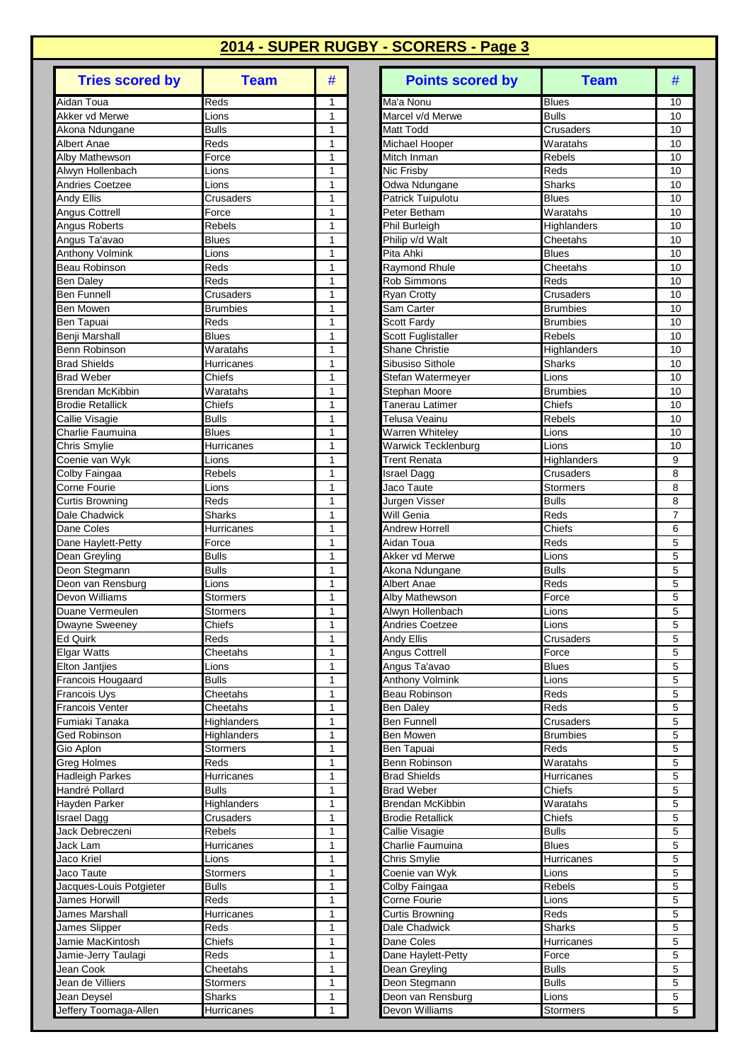## 2014 - SUPER RUGBY - SCORERS - Page 3

| Tries scored by | Team | # |
|---|---|---|
| Aidan Toua | Reds | 1 |
| Akker vd Merwe | Lions | 1 |
| Akona Ndungane | Bulls | 1 |
| Albert Anae | Reds | 1 |
| Alby Mathewson | Force | 1 |
| Alwyn Hollenbach | Lions | 1 |
| Andries Coetzee | Lions | 1 |
| Andy Ellis | Crusaders | 1 |
| Angus Cottrell | Force | 1 |
| Angus Roberts | Rebels | 1 |
| Angus Ta'avao | Blues | 1 |
| Anthony Volmink | Lions | 1 |
| Beau Robinson | Reds | 1 |
| Ben Daley | Reds | 1 |
| Ben Funnell | Crusaders | 1 |
| Ben Mowen | Brumbies | 1 |
| Ben Tapuai | Reds | 1 |
| Benji Marshall | Blues | 1 |
| Benn Robinson | Waratahs | 1 |
| Brad Shields | Hurricanes | 1 |
| Brad Weber | Chiefs | 1 |
| Brendan McKibbin | Waratahs | 1 |
| Brodie Retallick | Chiefs | 1 |
| Callie Visagie | Bulls | 1 |
| Charlie Faumuina | Blues | 1 |
| Chris Smylie | Hurricanes | 1 |
| Coenie van Wyk | Lions | 1 |
| Colby Faingaa | Rebels | 1 |
| Corne Fourie | Lions | 1 |
| Curtis Browning | Reds | 1 |
| Dale Chadwick | Sharks | 1 |
| Dane Coles | Hurricanes | 1 |
| Dane Haylett-Petty | Force | 1 |
| Dean Greyling | Bulls | 1 |
| Deon Stegmann | Bulls | 1 |
| Deon van Rensburg | Lions | 1 |
| Devon Williams | Stormers | 1 |
| Duane Vermeulen | Stormers | 1 |
| Dwayne Sweeney | Chiefs | 1 |
| Ed Quirk | Reds | 1 |
| Elgar Watts | Cheetahs | 1 |
| Elton Jantjies | Lions | 1 |
| Francois Hougaard | Bulls | 1 |
| Francois Uys | Cheetahs | 1 |
| Francois Venter | Cheetahs | 1 |
| Fumiaki Tanaka | Highlanders | 1 |
| Ged Robinson | Highlanders | 1 |
| Gio Aplon | Stormers | 1 |
| Greg Holmes | Reds | 1 |
| Hadleigh Parkes | Hurricanes | 1 |
| Handré Pollard | Bulls | 1 |
| Hayden Parker | Highlanders | 1 |
| Israel Dagg | Crusaders | 1 |
| Jack Debreczeni | Rebels | 1 |
| Jack Lam | Hurricanes | 1 |
| Jaco Kriel | Lions | 1 |
| Jaco Taute | Stormers | 1 |
| Jacques-Louis Potgieter | Bulls | 1 |
| James Horwill | Reds | 1 |
| James Marshall | Hurricanes | 1 |
| James Slipper | Reds | 1 |
| Jamie MacKintosh | Chiefs | 1 |
| Jamie-Jerry Taulagi | Reds | 1 |
| Jean Cook | Cheetahs | 1 |
| Jean de Villiers | Stormers | 1 |
| Jean Deysel | Sharks | 1 |
| Jeffery Toomaga-Allen | Hurricanes | 1 |

| Points scored by | Team | # |
|---|---|---|
| Ma'a Nonu | Blues | 10 |
| Marcel v/d Merwe | Bulls | 10 |
| Matt Todd | Crusaders | 10 |
| Michael Hooper | Waratahs | 10 |
| Mitch Inman | Rebels | 10 |
| Nic Frisby | Reds | 10 |
| Odwa Ndungane | Sharks | 10 |
| Patrick Tuipulotu | Blues | 10 |
| Peter Betham | Waratahs | 10 |
| Phil Burleigh | Highlanders | 10 |
| Philip v/d Walt | Cheetahs | 10 |
| Pita Ahki | Blues | 10 |
| Raymond Rhule | Cheetahs | 10 |
| Rob Simmons | Reds | 10 |
| Ryan Crotty | Crusaders | 10 |
| Sam Carter | Brumbies | 10 |
| Scott Fardy | Brumbies | 10 |
| Scott Fuglistaller | Rebels | 10 |
| Shane Christie | Highlanders | 10 |
| Sibusiso Sithole | Sharks | 10 |
| Stefan Watermeyer | Lions | 10 |
| Stephan Moore | Brumbies | 10 |
| Tanerau Latimer | Chiefs | 10 |
| Telusa Veainu | Rebels | 10 |
| Warren Whiteley | Lions | 10 |
| Warwick Tecklenburg | Lions | 10 |
| Trent Renata | Highlanders | 9 |
| Israel Dagg | Crusaders | 8 |
| Jaco Taute | Stormers | 8 |
| Jurgen Visser | Bulls | 8 |
| Will Genia | Reds | 7 |
| Andrew Horrell | Chiefs | 6 |
| Aidan Toua | Reds | 5 |
| Akker vd Merwe | Lions | 5 |
| Akona Ndungane | Bulls | 5 |
| Albert Anae | Reds | 5 |
| Alby Mathewson | Force | 5 |
| Alwyn Hollenbach | Lions | 5 |
| Andries Coetzee | Lions | 5 |
| Andy Ellis | Crusaders | 5 |
| Angus Cottrell | Force | 5 |
| Angus Ta'avao | Blues | 5 |
| Anthony Volmink | Lions | 5 |
| Beau Robinson | Reds | 5 |
| Ben Daley | Reds | 5 |
| Ben Funnell | Crusaders | 5 |
| Ben Mowen | Brumbies | 5 |
| Ben Tapuai | Reds | 5 |
| Benn Robinson | Waratahs | 5 |
| Brad Shields | Hurricanes | 5 |
| Brad Weber | Chiefs | 5 |
| Brendan McKibbin | Waratahs | 5 |
| Brodie Retallick | Chiefs | 5 |
| Callie Visagie | Bulls | 5 |
| Charlie Faumuina | Blues | 5 |
| Chris Smylie | Hurricanes | 5 |
| Coenie van Wyk | Lions | 5 |
| Colby Faingaa | Rebels | 5 |
| Corne Fourie | Lions | 5 |
| Curtis Browning | Reds | 5 |
| Dale Chadwick | Sharks | 5 |
| Dane Coles | Hurricanes | 5 |
| Dane Haylett-Petty | Force | 5 |
| Dean Greyling | Bulls | 5 |
| Deon Stegmann | Bulls | 5 |
| Deon van Rensburg | Lions | 5 |
| Devon Williams | Stormers | 5 |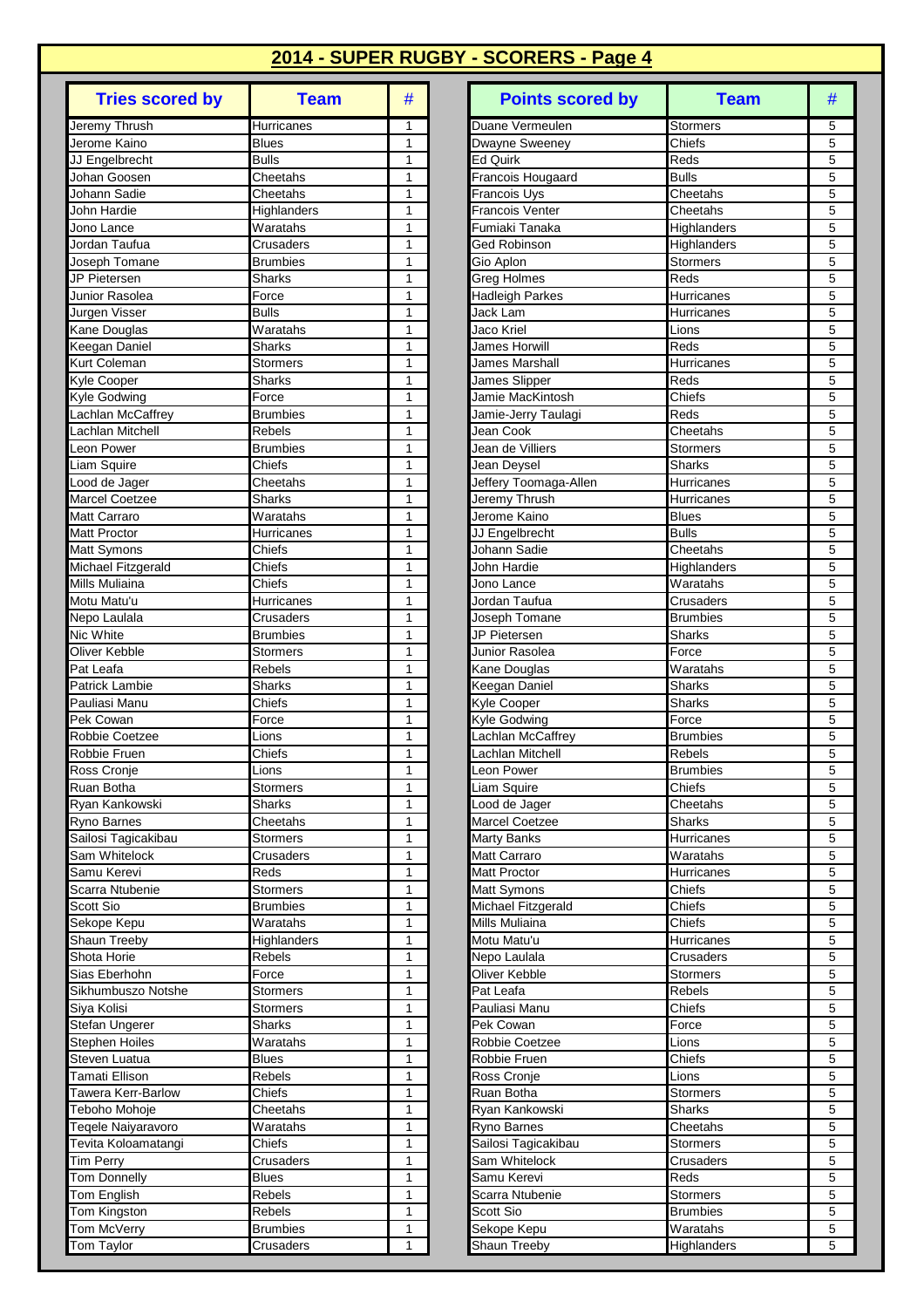## 2014 - SUPER RUGBY - SCORERS - Page 4

| Tries scored by | Team | # |
|---|---|---|
| Jeremy Thrush | Hurricanes | 1 |
| Jerome Kaino | Blues | 1 |
| JJ Engelbrecht | Bulls | 1 |
| Johan Goosen | Cheetahs | 1 |
| Johann Sadie | Cheetahs | 1 |
| John Hardie | Highlanders | 1 |
| Jono Lance | Waratahs | 1 |
| Jordan Taufua | Crusaders | 1 |
| Joseph Tomane | Brumbies | 1 |
| JP Pietersen | Sharks | 1 |
| Junior Rasolea | Force | 1 |
| Jurgen Visser | Bulls | 1 |
| Kane Douglas | Waratahs | 1 |
| Keegan Daniel | Sharks | 1 |
| Kurt Coleman | Stormers | 1 |
| Kyle Cooper | Sharks | 1 |
| Kyle Godwing | Force | 1 |
| Lachlan McCaffrey | Brumbies | 1 |
| Lachlan Mitchell | Rebels | 1 |
| Leon Power | Brumbies | 1 |
| Liam Squire | Chiefs | 1 |
| Lood de Jager | Cheetahs | 1 |
| Marcel Coetzee | Sharks | 1 |
| Matt Carraro | Waratahs | 1 |
| Matt Proctor | Hurricanes | 1 |
| Matt Symons | Chiefs | 1 |
| Michael Fitzgerald | Chiefs | 1 |
| Mills Muliaina | Chiefs | 1 |
| Motu Matu'u | Hurricanes | 1 |
| Nepo Laulala | Crusaders | 1 |
| Nic White | Brumbies | 1 |
| Oliver Kebble | Stormers | 1 |
| Pat Leafa | Rebels | 1 |
| Patrick Lambie | Sharks | 1 |
| Pauliasi Manu | Chiefs | 1 |
| Pek Cowan | Force | 1 |
| Robbie Coetzee | Lions | 1 |
| Robbie Fruen | Chiefs | 1 |
| Ross Cronje | Lions | 1 |
| Ruan Botha | Stormers | 1 |
| Ryan Kankowski | Sharks | 1 |
| Ryno Barnes | Cheetahs | 1 |
| Sailosi Tagicakibau | Stormers | 1 |
| Sam Whitelock | Crusaders | 1 |
| Samu Kerevi | Reds | 1 |
| Scarra Ntubenie | Stormers | 1 |
| Scott Sio | Brumbies | 1 |
| Sekope Kepu | Waratahs | 1 |
| Shaun Treeby | Highlanders | 1 |
| Shota Horie | Rebels | 1 |
| Sias Eberhohn | Force | 1 |
| Sikhumbuszo Notshe | Stormers | 1 |
| Siya Kolisi | Stormers | 1 |
| Stefan Ungerer | Sharks | 1 |
| Stephen Hoiles | Waratahs | 1 |
| Steven Luatua | Blues | 1 |
| Tamati Ellison | Rebels | 1 |
| Tawera Kerr-Barlow | Chiefs | 1 |
| Teboho Mohoje | Cheetahs | 1 |
| Teqele Naiyaravoro | Waratahs | 1 |
| Tevita Koloamatangi | Chiefs | 1 |
| Tim Perry | Crusaders | 1 |
| Tom Donnelly | Blues | 1 |
| Tom English | Rebels | 1 |
| Tom Kingston | Rebels | 1 |
| Tom McVerry | Brumbies | 1 |
| Tom Taylor | Crusaders | 1 |

| Points scored by | Team | # |
|---|---|---|
| Duane Vermeulen | Stormers | 5 |
| Dwayne Sweeney | Chiefs | 5 |
| Ed Quirk | Reds | 5 |
| Francois Hougaard | Bulls | 5 |
| Francois Uys | Cheetahs | 5 |
| Francois Venter | Cheetahs | 5 |
| Fumiaki Tanaka | Highlanders | 5 |
| Ged Robinson | Highlanders | 5 |
| Gio Aplon | Stormers | 5 |
| Greg Holmes | Reds | 5 |
| Hadleigh Parkes | Hurricanes | 5 |
| Jack Lam | Hurricanes | 5 |
| Jaco Kriel | Lions | 5 |
| James Horwill | Reds | 5 |
| James Marshall | Hurricanes | 5 |
| James Slipper | Reds | 5 |
| Jamie MacKintosh | Chiefs | 5 |
| Jamie-Jerry Taulagi | Reds | 5 |
| Jean Cook | Cheetahs | 5 |
| Jean de Villiers | Stormers | 5 |
| Jean Deysel | Sharks | 5 |
| Jeffery Toomaga-Allen | Hurricanes | 5 |
| Jeremy Thrush | Hurricanes | 5 |
| Jerome Kaino | Blues | 5 |
| JJ Engelbrecht | Bulls | 5 |
| Johann Sadie | Cheetahs | 5 |
| John Hardie | Highlanders | 5 |
| Jono Lance | Waratahs | 5 |
| Jordan Taufua | Crusaders | 5 |
| Joseph Tomane | Brumbies | 5 |
| JP Pietersen | Sharks | 5 |
| Junior Rasolea | Force | 5 |
| Kane Douglas | Waratahs | 5 |
| Keegan Daniel | Sharks | 5 |
| Kyle Cooper | Sharks | 5 |
| Kyle Godwing | Force | 5 |
| Lachlan McCaffrey | Brumbies | 5 |
| Lachlan Mitchell | Rebels | 5 |
| Leon Power | Brumbies | 5 |
| Liam Squire | Chiefs | 5 |
| Lood de Jager | Cheetahs | 5 |
| Marcel Coetzee | Sharks | 5 |
| Marty Banks | Hurricanes | 5 |
| Matt Carraro | Waratahs | 5 |
| Matt Proctor | Hurricanes | 5 |
| Matt Symons | Chiefs | 5 |
| Michael Fitzgerald | Chiefs | 5 |
| Mills Muliaina | Chiefs | 5 |
| Motu Matu'u | Hurricanes | 5 |
| Nepo Laulala | Crusaders | 5 |
| Oliver Kebble | Stormers | 5 |
| Pat Leafa | Rebels | 5 |
| Pauliasi Manu | Chiefs | 5 |
| Pek Cowan | Force | 5 |
| Robbie Coetzee | Lions | 5 |
| Robbie Fruen | Chiefs | 5 |
| Ross Cronje | Lions | 5 |
| Ruan Botha | Stormers | 5 |
| Ryan Kankowski | Sharks | 5 |
| Ryno Barnes | Cheetahs | 5 |
| Sailosi Tagicakibau | Stormers | 5 |
| Sam Whitelock | Crusaders | 5 |
| Samu Kerevi | Reds | 5 |
| Scarra Ntubenie | Stormers | 5 |
| Scott Sio | Brumbies | 5 |
| Sekope Kepu | Waratahs | 5 |
| Shaun Treeby | Highlanders | 5 |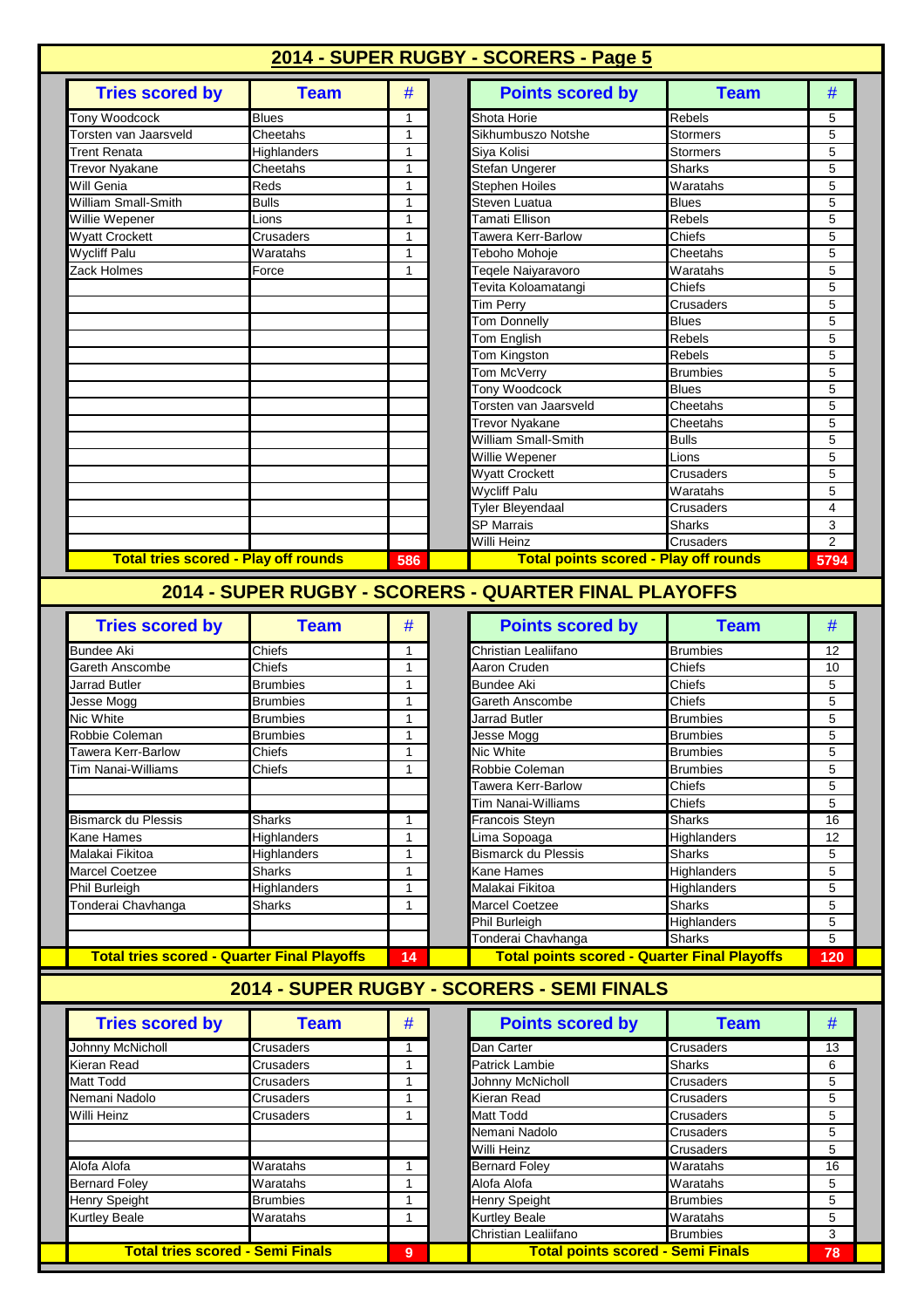# 2014 - SUPER RUGBY - SCORERS - Page 5

| Tries scored by | Team | # | Points scored by | Team | # |
|---|---|---|---|---|---|
| Tony Woodcock | Blues | 1 | Shota Horie | Rebels | 5 |
| Torsten van Jaarsveld | Cheetahs | 1 | Sikhumbuzso Notshe | Stormers | 5 |
| Trent Renata | Highlanders | 1 | Siya Kolisi | Stormers | 5 |
| Trevor Nyakane | Cheetahs | 1 | Stefan Ungerer | Sharks | 5 |
| Will Genia | Reds | 1 | Stephen Hoiles | Waratahs | 5 |
| William Small-Smith | Bulls | 1 | Steven Luatua | Blues | 5 |
| Willie Wepener | Lions | 1 | Tamati Ellison | Rebels | 5 |
| Wyatt Crockett | Crusaders | 1 | Tawera Kerr-Barlow | Chiefs | 5 |
| Wycliff Palu | Waratahs | 1 | Teboho Mohoje | Cheetahs | 5 |
| Zack Holmes | Force | 1 | Teqele Naiyaravoro | Waratahs | 5 |
| | | | Tevita Koloamatangi | Chiefs | 5 |
| | | | Tim Perry | Crusaders | 5 |
| | | | Tom Donnelly | Blues | 5 |
| | | | Tom English | Rebels | 5 |
| | | | Tom Kingston | Rebels | 5 |
| | | | Tom McVerry | Brumbies | 5 |
| | | | Tony Woodcock | Blues | 5 |
| | | | Torsten van Jaarsveld | Cheetahs | 5 |
| | | | Trevor Nyakane | Cheetahs | 5 |
| | | | William Small-Smith | Bulls | 5 |
| | | | Willie Wepener | Lions | 5 |
| | | | Wyatt Crockett | Crusaders | 5 |
| | | | Wycliff Palu | Waratahs | 5 |
| | | | Tyler Bleyendaal | Crusaders | 4 |
| | | | SP Marrais | Sharks | 3 |
| | | | Willi Heinz | Crusaders | 2 |
| **Total tries scored - Play off rounds** | | **586** | **Total points scored - Play off rounds** | | **5794** |

## 2014 - SUPER RUGBY - SCORERS - QUARTER FINAL PLAYOFFS

| Tries scored by | Team | # | Points scored by | Team | # |
|---|---|---|---|---|---|
| Bundee Aki | Chiefs | 1 | Christian Lealiifano | Brumbies | 12 |
| Gareth Anscombe | Chiefs | 1 | Aaron Cruden | Chiefs | 10 |
| Jarrad Butler | Brumbies | 1 | Bundee Aki | Chiefs | 5 |
| Jesse Mogg | Brumbies | 1 | Gareth Anscombe | Chiefs | 5 |
| Nic White | Brumbies | 1 | Jarrad Butler | Brumbies | 5 |
| Robbie Coleman | Brumbies | 1 | Jesse Mogg | Brumbies | 5 |
| Tawera Kerr-Barlow | Chiefs | 1 | Nic White | Brumbies | 5 |
| Tim Nanai-Williams | Chiefs | 1 | Robbie Coleman | Brumbies | 5 |
| | | | Tawera Kerr-Barlow | Chiefs | 5 |
| | | | Tim Nanai-Williams | Chiefs | 5 |
| Bismarck du Plessis | Sharks | 1 | Francois Steyn | Sharks | 16 |
| Kane Hames | Highlanders | 1 | Lima Sopoaga | Highlanders | 12 |
| Malakai Fikitoa | Highlanders | 1 | Bismarck du Plessis | Sharks | 5 |
| Marcel Coetzee | Sharks | 1 | Kane Hames | Highlanders | 5 |
| Phil Burleigh | Highlanders | 1 | Malakai Fikitoa | Highlanders | 5 |
| Tonderai Chavhanga | Sharks | 1 | Marcel Coetzee | Sharks | 5 |
| | | | Phil Burleigh | Highlanders | 5 |
| | | | Tonderai Chavhanga | Sharks | 5 |
| **Total tries scored - Quarter Final Playoffs** | | **14** | **Total points scored - Quarter Final Playoffs** | | **120** |

## 2014 - SUPER RUGBY - SCORERS - SEMI FINALS

| Tries scored by | Team | # | Points scored by | Team | # |
|---|---|---|---|---|---|
| Johnny McNicholl | Crusaders | 1 | Dan Carter | Crusaders | 13 |
| Kieran Read | Crusaders | 1 | Patrick Lambie | Sharks | 6 |
| Matt Todd | Crusaders | 1 | Johnny McNicholl | Crusaders | 5 |
| Nemani Nadolo | Crusaders | 1 | Kieran Read | Crusaders | 5 |
| Willi Heinz | Crusaders | 1 | Matt Todd | Crusaders | 5 |
| | | | Nemani Nadolo | Crusaders | 5 |
| | | | Willi Heinz | Crusaders | 5 |
| Alofa Alofa | Waratahs | 1 | Bernard Foley | Waratahs | 16 |
| Bernard Foley | Waratahs | 1 | Alofa Alofa | Waratahs | 5 |
| Henry Speight | Brumbies | 1 | Henry Speight | Brumbies | 5 |
| Kurtley Beale | Waratahs | 1 | Kurtley Beale | Waratahs | 5 |
| | | | Christian Lealiifano | Brumbies | 3 |
| **Total tries scored - Semi Finals** | | **9** | **Total points scored - Semi Finals** | | **78** |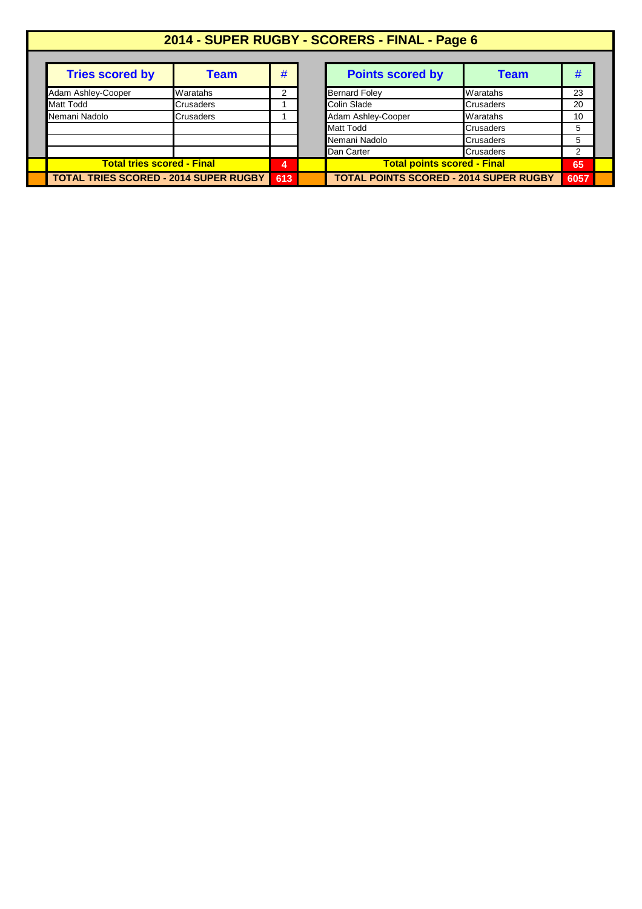## 2014 - SUPER RUGBY - SCORERS - FINAL - Page 6

| Tries scored by | Team | # |
|---|---|---|
| Adam Ashley-Cooper | Waratahs | 2 |
| Matt Todd | Crusaders | 1 |
| Nemani Nadolo | Crusaders | 1 |
| | | |
| | | |
| | | |
| **Total tries scored - Final** | | **4** |
| **TOTAL TRIES SCORED - 2014 SUPER RUGBY** | | **613** |

| Points scored by | Team | # |
|---|---|---|
| Bernard Foley | Waratahs | 23 |
| Colin Slade | Crusaders | 20 |
| Adam Ashley-Cooper | Waratahs | 10 |
| Matt Todd | Crusaders | 5 |
| Nemani Nadolo | Crusaders | 5 |
| Dan Carter | Crusaders | 2 |
| **Total points scored - Final** | | **65** |
| **TOTAL POINTS SCORED - 2014 SUPER RUGBY** | | **6057** |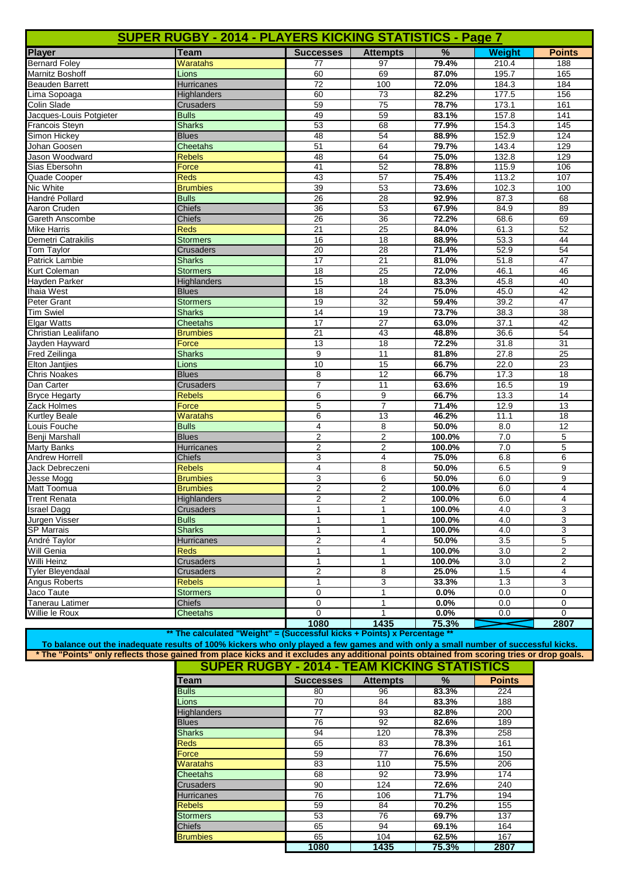## SUPER RUGBY - 2014 - PLAYERS KICKING STATISTICS - Page 7

| Player | Team | Successes | Attempts | % | Weight | Points |
|---|---|---|---|---|---|---|
| Bernard Foley | Waratahs | 77 | 97 | 79.4% | 210.4 | 188 |
| Marnitz Boshoff | Lions | 60 | 69 | 87.0% | 195.7 | 165 |
| Beauden Barrett | Hurricanes | 72 | 100 | 72.0% | 184.3 | 184 |
| Lima Sopoaga | Highlanders | 60 | 73 | 82.2% | 177.5 | 156 |
| Colin Slade | Crusaders | 59 | 75 | 78.7% | 173.1 | 161 |
| Jacques-Louis Potgieter | Bulls | 49 | 59 | 83.1% | 157.8 | 141 |
| Francois Steyn | Sharks | 53 | 68 | 77.9% | 154.3 | 145 |
| Simon Hickey | Blues | 48 | 54 | 88.9% | 152.9 | 124 |
| Johan Goosen | Cheetahs | 51 | 64 | 79.7% | 143.4 | 129 |
| Jason Woodward | Rebels | 48 | 64 | 75.0% | 132.8 | 129 |
| Sias Ebersohn | Force | 41 | 52 | 78.8% | 115.9 | 106 |
| Quade Cooper | Reds | 43 | 57 | 75.4% | 113.2 | 107 |
| Nic White | Brumbies | 39 | 53 | 73.6% | 102.3 | 100 |
| Handré Pollard | Bulls | 26 | 28 | 92.9% | 87.3 | 68 |
| Aaron Cruden | Chiefs | 36 | 53 | 67.9% | 84.9 | 89 |
| Gareth Anscombe | Chiefs | 26 | 36 | 72.2% | 68.6 | 69 |
| Mike Harris | Reds | 21 | 25 | 84.0% | 61.3 | 52 |
| Demetri Catrakilis | Stormers | 16 | 18 | 88.9% | 53.3 | 44 |
| Tom Taylor | Crusaders | 20 | 28 | 71.4% | 52.9 | 54 |
| Patrick Lambie | Sharks | 17 | 21 | 81.0% | 51.8 | 47 |
| Kurt Coleman | Stormers | 18 | 25 | 72.0% | 46.1 | 46 |
| Hayden Parker | Highlanders | 15 | 18 | 83.3% | 45.8 | 40 |
| Ihaia West | Blues | 18 | 24 | 75.0% | 45.0 | 42 |
| Peter Grant | Stormers | 19 | 32 | 59.4% | 39.2 | 47 |
| Tim Swiel | Sharks | 14 | 19 | 73.7% | 38.3 | 38 |
| Elgar Watts | Cheetahs | 17 | 27 | 63.0% | 37.1 | 42 |
| Christian Lealiifano | Brumbies | 21 | 43 | 48.8% | 36.6 | 54 |
| Jayden Hayward | Force | 13 | 18 | 72.2% | 31.8 | 31 |
| Fred Zeilinga | Sharks | 9 | 11 | 81.8% | 27.8 | 25 |
| Elton Jantjies | Lions | 10 | 15 | 66.7% | 22.0 | 23 |
| Chris Noakes | Blues | 8 | 12 | 66.7% | 17.3 | 18 |
| Dan Carter | Crusaders | 7 | 11 | 63.6% | 16.5 | 19 |
| Bryce Hegarty | Rebels | 6 | 9 | 66.7% | 13.3 | 14 |
| Zack Holmes | Force | 5 | 7 | 71.4% | 12.9 | 13 |
| Kurtley Beale | Waratahs | 6 | 13 | 46.2% | 11.1 | 18 |
| Louis Fouche | Bulls | 4 | 8 | 50.0% | 8.0 | 12 |
| Benji Marshall | Blues | 2 | 2 | 100.0% | 7.0 | 5 |
| Marty Banks | Hurricanes | 2 | 2 | 100.0% | 7.0 | 5 |
| Andrew Horrell | Chiefs | 3 | 4 | 75.0% | 6.8 | 6 |
| Jack Debreczeni | Rebels | 4 | 8 | 50.0% | 6.5 | 9 |
| Jesse Mogg | Brumbies | 3 | 6 | 50.0% | 6.0 | 9 |
| Matt Toomua | Brumbies | 2 | 2 | 100.0% | 6.0 | 4 |
| Trent Renata | Highlanders | 2 | 2 | 100.0% | 6.0 | 4 |
| Israel Dagg | Crusaders | 1 | 1 | 100.0% | 4.0 | 3 |
| Jurgen Visser | Bulls | 1 | 1 | 100.0% | 4.0 | 3 |
| SP Marrais | Sharks | 1 | 1 | 100.0% | 4.0 | 3 |
| André Taylor | Hurricanes | 2 | 4 | 50.0% | 3.5 | 5 |
| Will Genia | Reds | 1 | 1 | 100.0% | 3.0 | 2 |
| Willi Heinz | Crusaders | 1 | 1 | 100.0% | 3.0 | 2 |
| Tyler Bleyendaal | Crusaders | 2 | 8 | 25.0% | 1.5 | 4 |
| Angus Roberts | Rebels | 1 | 3 | 33.3% | 1.3 | 3 |
| Jaco Taute | Stormers | 0 | 1 | 0.0% | 0.0 | 0 |
| Tanerau Latimer | Chiefs | 0 | 1 | 0.0% | 0.0 | 0 |
| Willie le Roux | Cheetahs | 0 | 1 | 0.0% | 0.0 | 0 |
| | | **1080** | **1435** | **75.3%** | | **2807** |

**\*\* The calculated "Weight" = (Successful kicks + Points) x Percentage \*\***

**To balance out the inadequate results of 100% kickers who only played a few games and with only a small number of successful kicks.**

**\* The "Points" only reflects those gained from place kicks and it excludes any additional points obtained from scoring tries or drop goals.**

## SUPER RUGBY - 2014 - TEAM KICKING STATISTICS

| Team | Successes | Attempts | % | Points |
|---|---|---|---|---|
| Bulls | 80 | 96 | 83.3% | 224 |
| Lions | 70 | 84 | 83.3% | 188 |
| Highlanders | 77 | 93 | 82.8% | 200 |
| Blues | 76 | 92 | 82.6% | 189 |
| Sharks | 94 | 120 | 78.3% | 258 |
| Reds | 65 | 83 | 78.3% | 161 |
| Force | 59 | 77 | 76.6% | 150 |
| Waratahs | 83 | 110 | 75.5% | 206 |
| Cheetahs | 68 | 92 | 73.9% | 174 |
| Crusaders | 90 | 124 | 72.6% | 240 |
| Hurricanes | 76 | 106 | 71.7% | 194 |
| Rebels | 59 | 84 | 70.2% | 155 |
| Stormers | 53 | 76 | 69.7% | 137 |
| Chiefs | 65 | 94 | 69.1% | 164 |
| Brumbies | 65 | 104 | 62.5% | 167 |
| | **1080** | **1435** | **75.3%** | **2807** |